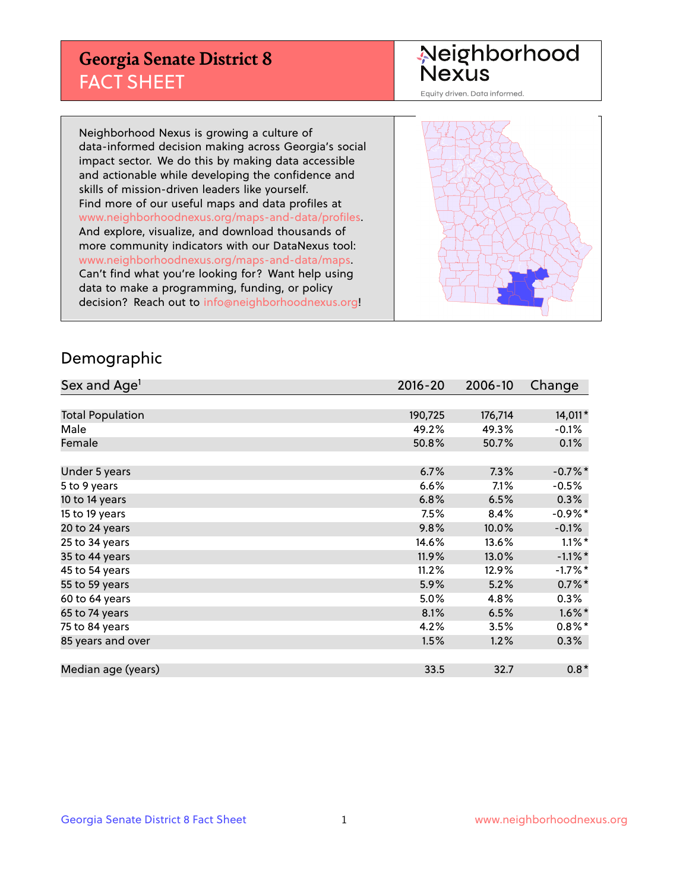# Georgia Senate District 8
## FACT SHEET

Neighborhood Nexus
Equity driven. Data informed.

Neighborhood Nexus is growing a culture of data-informed decision making across Georgia's social impact sector. We do this by making data accessible and actionable while developing the confidence and skills of mission-driven leaders like yourself. Find more of our useful maps and data profiles at www.neighborhoodnexus.org/maps-and-data/profiles. And explore, visualize, and download thousands of more community indicators with our DataNexus tool: www.neighborhoodnexus.org/maps-and-data/maps. Can't find what you're looking for? Want help using data to make a programming, funding, or policy decision? Reach out to info@neighborhoodnexus.org!

## Demographic

| Sex and Age[1] | 2016-20 | 2006-10 | Change |
|---|---|---|---|
| Total Population | 190,725 | 176,714 | 14,011* |
| Male | 49.2% | 49.3% | -0.1% |
| Female | 50.8% | 50.7% | 0.1% |
| | | | |
| Under 5 years | 6.7% | 7.3% | -0.7%* |
| 5 to 9 years | 6.6% | 7.1% | -0.5% |
| 10 to 14 years | 6.8% | 6.5% | 0.3% |
| 15 to 19 years | 7.5% | 8.4% | -0.9%* |
| 20 to 24 years | 9.8% | 10.0% | -0.1% |
| 25 to 34 years | 14.6% | 13.6% | 1.1%* |
| 35 to 44 years | 11.9% | 13.0% | -1.1%* |
| 45 to 54 years | 11.2% | 12.9% | -1.7%* |
| 55 to 59 years | 5.9% | 5.2% | 0.7%* |
| 60 to 64 years | 5.0% | 4.8% | 0.3% |
| 65 to 74 years | 8.1% | 6.5% | 1.6%* |
| 75 to 84 years | 4.2% | 3.5% | 0.8%* |
| 85 years and over | 1.5% | 1.2% | 0.3% |
| | | | |
| Median age (years) | 33.5 | 32.7 | 0.8* |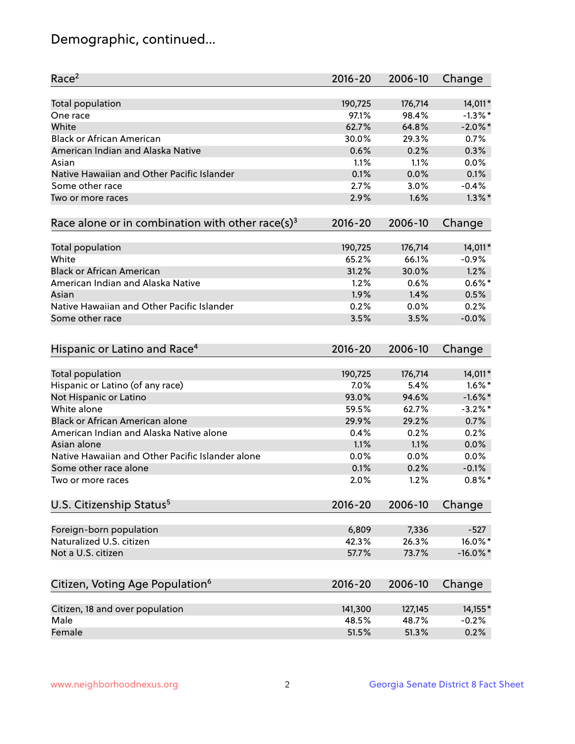# Demographic, continued...

| Race[2] | 2016-20 | 2006-10 | Change |
|---|---|---|---|
| Total population | 190,725 | 176,714 | 14,011* |
| One race | 97.1% | 98.4% | -1.3%* |
| White | 62.7% | 64.8% | -2.0%* |
| Black or African American | 30.0% | 29.3% | 0.7% |
| American Indian and Alaska Native | 0.6% | 0.2% | 0.3% |
| Asian | 1.1% | 1.1% | 0.0% |
| Native Hawaiian and Other Pacific Islander | 0.1% | 0.0% | 0.1% |
| Some other race | 2.7% | 3.0% | -0.4% |
| Two or more races | 2.9% | 1.6% | 1.3%* |

| Race alone or in combination with other race(s)[3] | 2016-20 | 2006-10 | Change |
|---|---|---|---|
| Total population | 190,725 | 176,714 | 14,011* |
| White | 65.2% | 66.1% | -0.9% |
| Black or African American | 31.2% | 30.0% | 1.2% |
| American Indian and Alaska Native | 1.2% | 0.6% | 0.6%* |
| Asian | 1.9% | 1.4% | 0.5% |
| Native Hawaiian and Other Pacific Islander | 0.2% | 0.0% | 0.2% |
| Some other race | 3.5% | 3.5% | -0.0% |

| Hispanic or Latino and Race[4] | 2016-20 | 2006-10 | Change |
|---|---|---|---|
| Total population | 190,725 | 176,714 | 14,011* |
| Hispanic or Latino (of any race) | 7.0% | 5.4% | 1.6%* |
| Not Hispanic or Latino | 93.0% | 94.6% | -1.6%* |
| White alone | 59.5% | 62.7% | -3.2%* |
| Black or African American alone | 29.9% | 29.2% | 0.7% |
| American Indian and Alaska Native alone | 0.4% | 0.2% | 0.2% |
| Asian alone | 1.1% | 1.1% | 0.0% |
| Native Hawaiian and Other Pacific Islander alone | 0.0% | 0.0% | 0.0% |
| Some other race alone | 0.1% | 0.2% | -0.1% |
| Two or more races | 2.0% | 1.2% | 0.8%* |

| U.S. Citizenship Status[5] | 2016-20 | 2006-10 | Change |
|---|---|---|---|
| Foreign-born population | 6,809 | 7,336 | -527 |
| Naturalized U.S. citizen | 42.3% | 26.3% | 16.0%* |
| Not a U.S. citizen | 57.7% | 73.7% | -16.0%* |

| Citizen, Voting Age Population[6] | 2016-20 | 2006-10 | Change |
|---|---|---|---|
| Citizen, 18 and over population | 141,300 | 127,145 | 14,155* |
| Male | 48.5% | 48.7% | -0.2% |
| Female | 51.5% | 51.3% | 0.2% |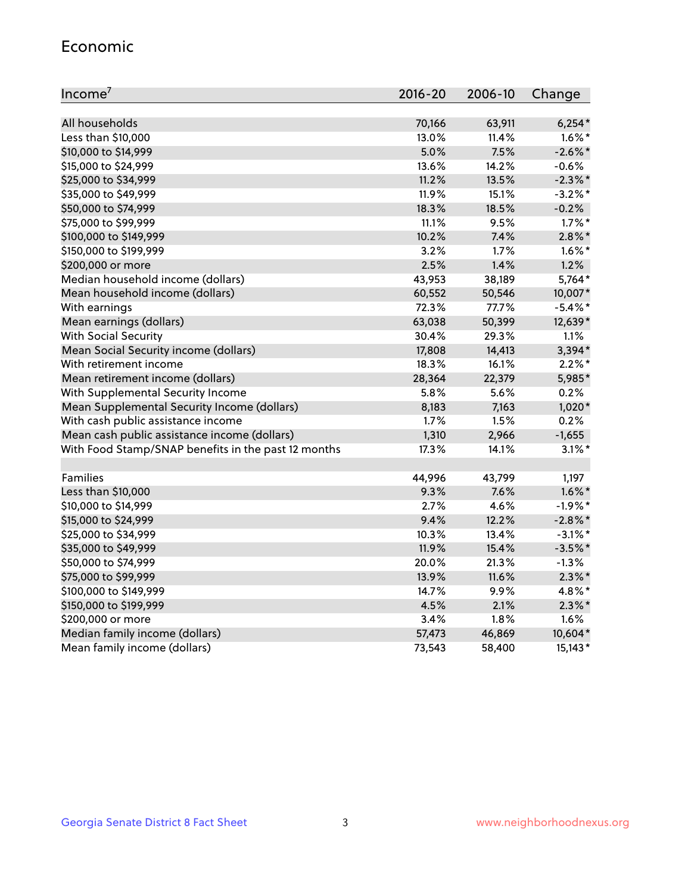## Economic

| Income[7] | 2016-20 | 2006-10 | Change |
|---|---|---|---|
| All households | 70,166 | 63,911 | 6,254* |
| Less than $10,000 | 13.0% | 11.4% | 1.6%* |
| $10,000 to $14,999 | 5.0% | 7.5% | -2.6%* |
| $15,000 to $24,999 | 13.6% | 14.2% | -0.6% |
| $25,000 to $34,999 | 11.2% | 13.5% | -2.3%* |
| $35,000 to $49,999 | 11.9% | 15.1% | -3.2%* |
| $50,000 to $74,999 | 18.3% | 18.5% | -0.2% |
| $75,000 to $99,999 | 11.1% | 9.5% | 1.7%* |
| $100,000 to $149,999 | 10.2% | 7.4% | 2.8%* |
| $150,000 to $199,999 | 3.2% | 1.7% | 1.6%* |
| $200,000 or more | 2.5% | 1.4% | 1.2% |
| Median household income (dollars) | 43,953 | 38,189 | 5,764* |
| Mean household income (dollars) | 60,552 | 50,546 | 10,007* |
| With earnings | 72.3% | 77.7% | -5.4%* |
| Mean earnings (dollars) | 63,038 | 50,399 | 12,639* |
| With Social Security | 30.4% | 29.3% | 1.1% |
| Mean Social Security income (dollars) | 17,808 | 14,413 | 3,394* |
| With retirement income | 18.3% | 16.1% | 2.2%* |
| Mean retirement income (dollars) | 28,364 | 22,379 | 5,985* |
| With Supplemental Security Income | 5.8% | 5.6% | 0.2% |
| Mean Supplemental Security Income (dollars) | 8,183 | 7,163 | 1,020* |
| With cash public assistance income | 1.7% | 1.5% | 0.2% |
| Mean cash public assistance income (dollars) | 1,310 | 2,966 | -1,655 |
| With Food Stamp/SNAP benefits in the past 12 months | 17.3% | 14.1% | 3.1%* |
| | | | |
| Families | 44,996 | 43,799 | 1,197 |
| Less than $10,000 | 9.3% | 7.6% | 1.6%* |
| $10,000 to $14,999 | 2.7% | 4.6% | -1.9%* |
| $15,000 to $24,999 | 9.4% | 12.2% | -2.8%* |
| $25,000 to $34,999 | 10.3% | 13.4% | -3.1%* |
| $35,000 to $49,999 | 11.9% | 15.4% | -3.5%* |
| $50,000 to $74,999 | 20.0% | 21.3% | -1.3% |
| $75,000 to $99,999 | 13.9% | 11.6% | 2.3%* |
| $100,000 to $149,999 | 14.7% | 9.9% | 4.8%* |
| $150,000 to $199,999 | 4.5% | 2.1% | 2.3%* |
| $200,000 or more | 3.4% | 1.8% | 1.6% |
| Median family income (dollars) | 57,473 | 46,869 | 10,604* |
| Mean family income (dollars) | 73,543 | 58,400 | 15,143* |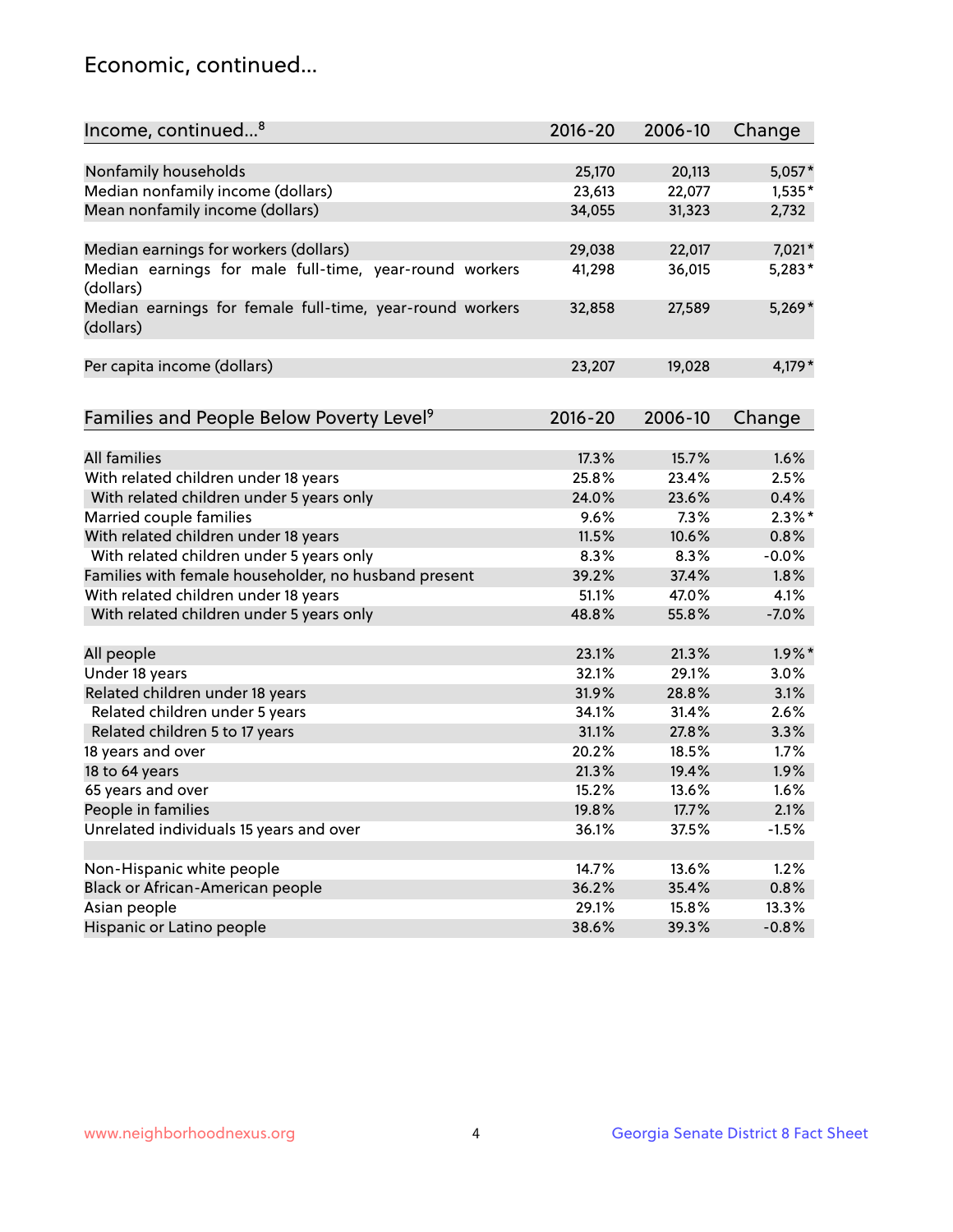## Economic, continued...

| Income, continued...[8] | 2016-20 | 2006-10 | Change |
|---|---|---|---|
| Nonfamily households | 25,170 | 20,113 | 5,057* |
| Median nonfamily income (dollars) | 23,613 | 22,077 | 1,535* |
| Mean nonfamily income (dollars) | 34,055 | 31,323 | 2,732 |
| Median earnings for workers (dollars) | 29,038 | 22,017 | 7,021* |
| Median earnings for male full-time, year-round workers (dollars) | 41,298 | 36,015 | 5,283* |
| Median earnings for female full-time, year-round workers (dollars) | 32,858 | 27,589 | 5,269* |
| Per capita income (dollars) | 23,207 | 19,028 | 4,179* |

| Families and People Below Poverty Level[9] | 2016-20 | 2006-10 | Change |
|---|---|---|---|
| All families | 17.3% | 15.7% | 1.6% |
| With related children under 18 years | 25.8% | 23.4% | 2.5% |
| With related children under 5 years only | 24.0% | 23.6% | 0.4% |
| Married couple families | 9.6% | 7.3% | 2.3%* |
| With related children under 18 years | 11.5% | 10.6% | 0.8% |
| With related children under 5 years only | 8.3% | 8.3% | -0.0% |
| Families with female householder, no husband present | 39.2% | 37.4% | 1.8% |
| With related children under 18 years | 51.1% | 47.0% | 4.1% |
| With related children under 5 years only | 48.8% | 55.8% | -7.0% |
| All people | 23.1% | 21.3% | 1.9%* |
| Under 18 years | 32.1% | 29.1% | 3.0% |
| Related children under 18 years | 31.9% | 28.8% | 3.1% |
| Related children under 5 years | 34.1% | 31.4% | 2.6% |
| Related children 5 to 17 years | 31.1% | 27.8% | 3.3% |
| 18 years and over | 20.2% | 18.5% | 1.7% |
| 18 to 64 years | 21.3% | 19.4% | 1.9% |
| 65 years and over | 15.2% | 13.6% | 1.6% |
| People in families | 19.8% | 17.7% | 2.1% |
| Unrelated individuals 15 years and over | 36.1% | 37.5% | -1.5% |
| Non-Hispanic white people | 14.7% | 13.6% | 1.2% |
| Black or African-American people | 36.2% | 35.4% | 0.8% |
| Asian people | 29.1% | 15.8% | 13.3% |
| Hispanic or Latino people | 38.6% | 39.3% | -0.8% |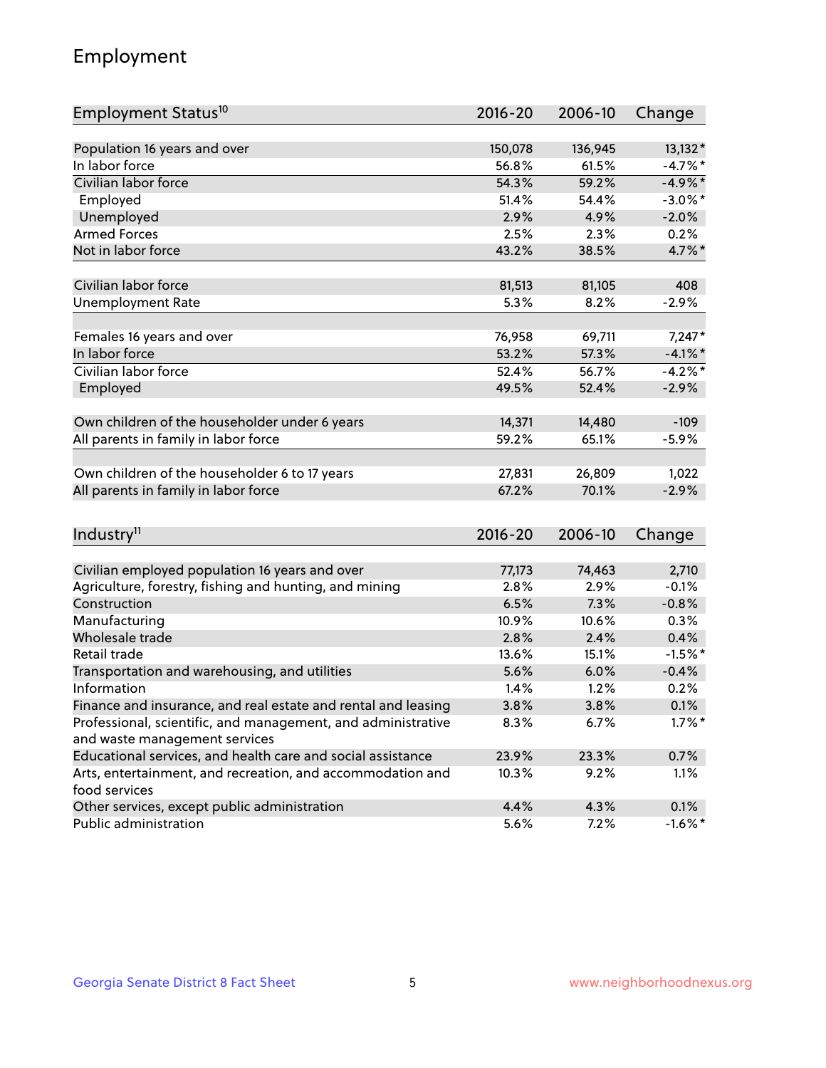## Employment

| Employment Status[10] | 2016-20 | 2006-10 | Change |
|---|---|---|---|
| Population 16 years and over | 150,078 | 136,945 | 13,132* |
| In labor force | 56.8% | 61.5% | -4.7%* |
| Civilian labor force | 54.3% | 59.2% | -4.9%* |
| Employed | 51.4% | 54.4% | -3.0%* |
| Unemployed | 2.9% | 4.9% | -2.0% |
| Armed Forces | 2.5% | 2.3% | 0.2% |
| Not in labor force | 43.2% | 38.5% | 4.7%* |
| | | | |
| Civilian labor force | 81,513 | 81,105 | 408 |
| Unemployment Rate | 5.3% | 8.2% | -2.9% |
| | | | |
| Females 16 years and over | 76,958 | 69,711 | 7,247* |
| In labor force | 53.2% | 57.3% | -4.1%* |
| Civilian labor force | 52.4% | 56.7% | -4.2%* |
| Employed | 49.5% | 52.4% | -2.9% |
| | | | |
| Own children of the householder under 6 years | 14,371 | 14,480 | -109 |
| All parents in family in labor force | 59.2% | 65.1% | -5.9% |
| | | | |
| Own children of the householder 6 to 17 years | 27,831 | 26,809 | 1,022 |
| All parents in family in labor force | 67.2% | 70.1% | -2.9% |

| Industry[11] | 2016-20 | 2006-10 | Change |
|---|---|---|---|
| Civilian employed population 16 years and over | 77,173 | 74,463 | 2,710 |
| Agriculture, forestry, fishing and hunting, and mining | 2.8% | 2.9% | -0.1% |
| Construction | 6.5% | 7.3% | -0.8% |
| Manufacturing | 10.9% | 10.6% | 0.3% |
| Wholesale trade | 2.8% | 2.4% | 0.4% |
| Retail trade | 13.6% | 15.1% | -1.5%* |
| Transportation and warehousing, and utilities | 5.6% | 6.0% | -0.4% |
| Information | 1.4% | 1.2% | 0.2% |
| Finance and insurance, and real estate and rental and leasing | 3.8% | 3.8% | 0.1% |
| Professional, scientific, and management, and administrative and waste management services | 8.3% | 6.7% | 1.7%* |
| Educational services, and health care and social assistance | 23.9% | 23.3% | 0.7% |
| Arts, entertainment, and recreation, and accommodation and food services | 10.3% | 9.2% | 1.1% |
| Other services, except public administration | 4.4% | 4.3% | 0.1% |
| Public administration | 5.6% | 7.2% | -1.6%* |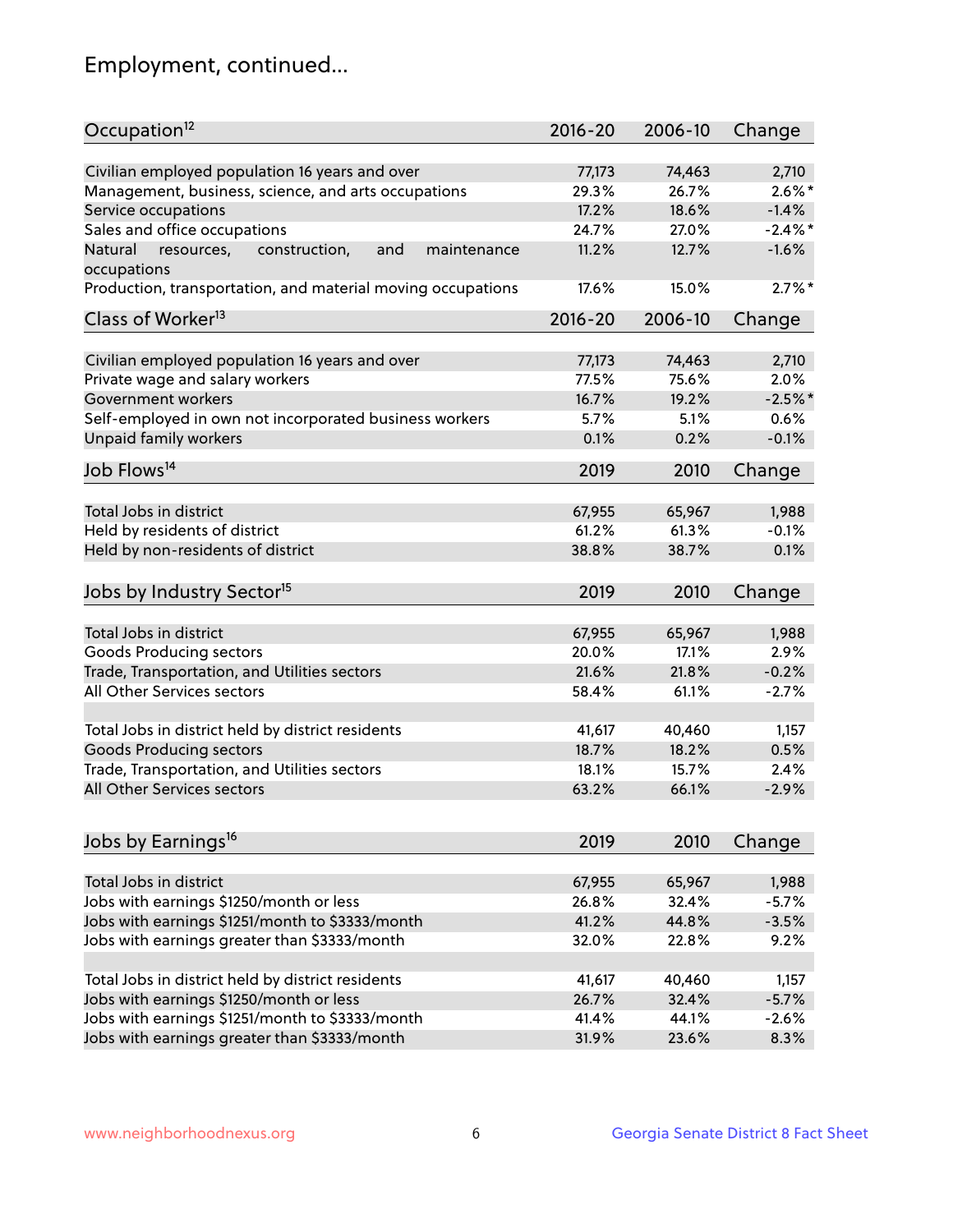## Employment, continued...

| Occupation[12] | 2016-20 | 2006-10 | Change |
|---|---|---|---|
| Civilian employed population 16 years and over | 77,173 | 74,463 | 2,710 |
| Management, business, science, and arts occupations | 29.3% | 26.7% | 2.6%* |
| Service occupations | 17.2% | 18.6% | -1.4% |
| Sales and office occupations | 24.7% | 27.0% | -2.4%* |
| Natural resources, construction, and maintenance occupations | 11.2% | 12.7% | -1.6% |
| Production, transportation, and material moving occupations | 17.6% | 15.0% | 2.7%* |

| Class of Worker[13] | 2016-20 | 2006-10 | Change |
|---|---|---|---|
| Civilian employed population 16 years and over | 77,173 | 74,463 | 2,710 |
| Private wage and salary workers | 77.5% | 75.6% | 2.0% |
| Government workers | 16.7% | 19.2% | -2.5%* |
| Self-employed in own not incorporated business workers | 5.7% | 5.1% | 0.6% |
| Unpaid family workers | 0.1% | 0.2% | -0.1% |

| Job Flows[14] | 2019 | 2010 | Change |
|---|---|---|---|
| Total Jobs in district | 67,955 | 65,967 | 1,988 |
| Held by residents of district | 61.2% | 61.3% | -0.1% |
| Held by non-residents of district | 38.8% | 38.7% | 0.1% |

| Jobs by Industry Sector[15] | 2019 | 2010 | Change |
|---|---|---|---|
| Total Jobs in district | 67,955 | 65,967 | 1,988 |
| Goods Producing sectors | 20.0% | 17.1% | 2.9% |
| Trade, Transportation, and Utilities sectors | 21.6% | 21.8% | -0.2% |
| All Other Services sectors | 58.4% | 61.1% | -2.7% |
| | | | |
| Total Jobs in district held by district residents | 41,617 | 40,460 | 1,157 |
| Goods Producing sectors | 18.7% | 18.2% | 0.5% |
| Trade, Transportation, and Utilities sectors | 18.1% | 15.7% | 2.4% |
| All Other Services sectors | 63.2% | 66.1% | -2.9% |

| Jobs by Earnings[16] | 2019 | 2010 | Change |
|---|---|---|---|
| Total Jobs in district | 67,955 | 65,967 | 1,988 |
| Jobs with earnings $1250/month or less | 26.8% | 32.4% | -5.7% |
| Jobs with earnings $1251/month to $3333/month | 41.2% | 44.8% | -3.5% |
| Jobs with earnings greater than $3333/month | 32.0% | 22.8% | 9.2% |
| | | | |
| Total Jobs in district held by district residents | 41,617 | 40,460 | 1,157 |
| Jobs with earnings $1250/month or less | 26.7% | 32.4% | -5.7% |
| Jobs with earnings $1251/month to $3333/month | 41.4% | 44.1% | -2.6% |
| Jobs with earnings greater than $3333/month | 31.9% | 23.6% | 8.3% |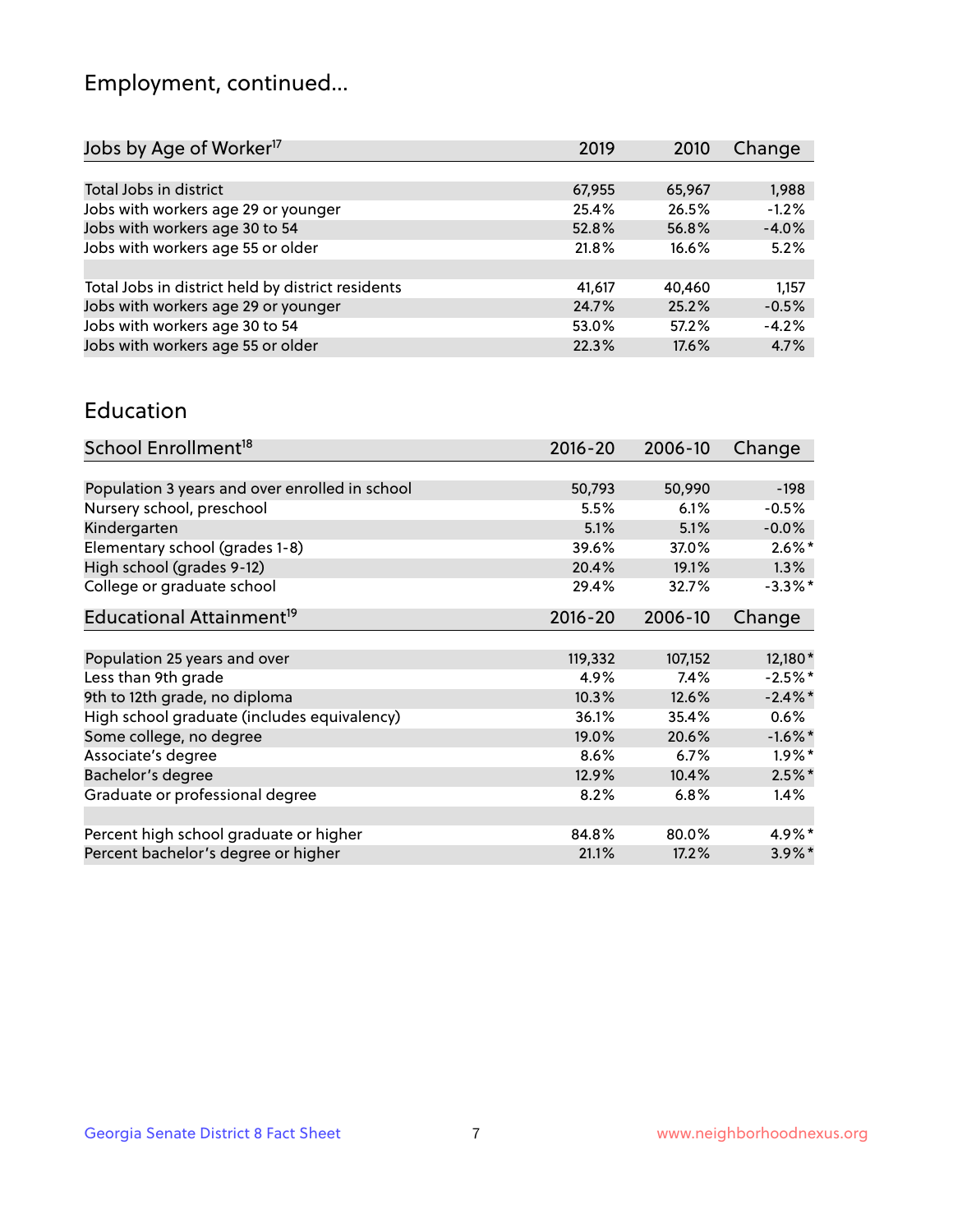## Employment, continued...

| Jobs by Age of Worker[17] | 2019 | 2010 | Change |
|---|---|---|---|
| | | | |
| Total Jobs in district | 67,955 | 65,967 | 1,988 |
| Jobs with workers age 29 or younger | 25.4% | 26.5% | -1.2% |
| Jobs with workers age 30 to 54 | 52.8% | 56.8% | -4.0% |
| Jobs with workers age 55 or older | 21.8% | 16.6% | 5.2% |
| | | | |
| Total Jobs in district held by district residents | 41,617 | 40,460 | 1,157 |
| Jobs with workers age 29 or younger | 24.7% | 25.2% | -0.5% |
| Jobs with workers age 30 to 54 | 53.0% | 57.2% | -4.2% |
| Jobs with workers age 55 or older | 22.3% | 17.6% | 4.7% |

## Education

| School Enrollment[18] | 2016-20 | 2006-10 | Change |
|---|---|---|---|
| | | | |
| Population 3 years and over enrolled in school | 50,793 | 50,990 | -198 |
| Nursery school, preschool | 5.5% | 6.1% | -0.5% |
| Kindergarten | 5.1% | 5.1% | -0.0% |
| Elementary school (grades 1-8) | 39.6% | 37.0% | 2.6%* |
| High school (grades 9-12) | 20.4% | 19.1% | 1.3% |
| College or graduate school | 29.4% | 32.7% | -3.3%* |

| Educational Attainment[19] | 2016-20 | 2006-10 | Change |
|---|---|---|---|
| | | | |
| Population 25 years and over | 119,332 | 107,152 | 12,180* |
| Less than 9th grade | 4.9% | 7.4% | -2.5%* |
| 9th to 12th grade, no diploma | 10.3% | 12.6% | -2.4%* |
| High school graduate (includes equivalency) | 36.1% | 35.4% | 0.6% |
| Some college, no degree | 19.0% | 20.6% | -1.6%* |
| Associate's degree | 8.6% | 6.7% | 1.9%* |
| Bachelor's degree | 12.9% | 10.4% | 2.5%* |
| Graduate or professional degree | 8.2% | 6.8% | 1.4% |
| | | | |
| Percent high school graduate or higher | 84.8% | 80.0% | 4.9%* |
| Percent bachelor's degree or higher | 21.1% | 17.2% | 3.9%* |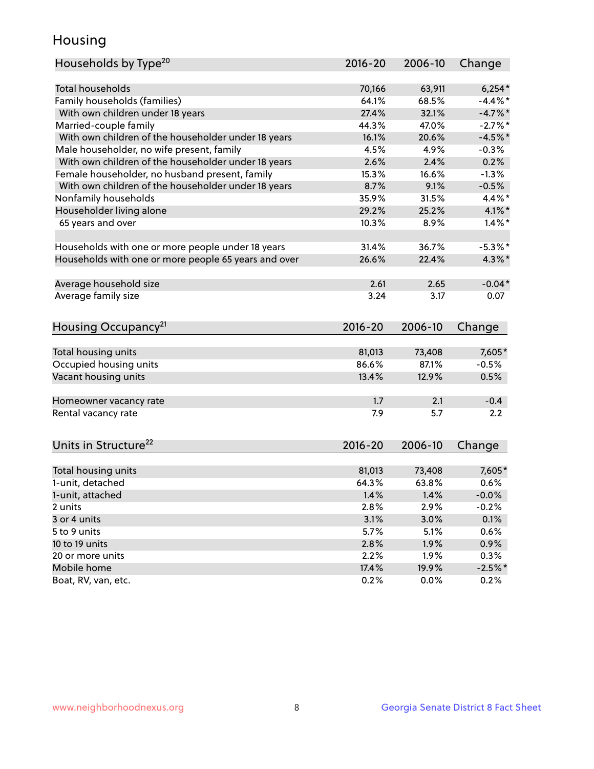# Housing

| Households by Type[20] | 2016-20 | 2006-10 | Change |
|---|---|---|---|
| Total households | 70,166 | 63,911 | 6,254* |
| Family households (families) | 64.1% | 68.5% | -4.4%* |
| With own children under 18 years | 27.4% | 32.1% | -4.7%* |
| Married-couple family | 44.3% | 47.0% | -2.7%* |
| With own children of the householder under 18 years | 16.1% | 20.6% | -4.5%* |
| Male householder, no wife present, family | 4.5% | 4.9% | -0.3% |
| With own children of the householder under 18 years | 2.6% | 2.4% | 0.2% |
| Female householder, no husband present, family | 15.3% | 16.6% | -1.3% |
| With own children of the householder under 18 years | 8.7% | 9.1% | -0.5% |
| Nonfamily households | 35.9% | 31.5% | 4.4%* |
| Householder living alone | 29.2% | 25.2% | 4.1%* |
| 65 years and over | 10.3% | 8.9% | 1.4%* |
| | | | |
| Households with one or more people under 18 years | 31.4% | 36.7% | -5.3%* |
| Households with one or more people 65 years and over | 26.6% | 22.4% | 4.3%* |
| | | | |
| Average household size | 2.61 | 2.65 | -0.04* |
| Average family size | 3.24 | 3.17 | 0.07 |

| Housing Occupancy[21] | 2016-20 | 2006-10 | Change |
|---|---|---|---|
| Total housing units | 81,013 | 73,408 | 7,605* |
| Occupied housing units | 86.6% | 87.1% | -0.5% |
| Vacant housing units | 13.4% | 12.9% | 0.5% |
| | | | |
| Homeowner vacancy rate | 1.7 | 2.1 | -0.4 |
| Rental vacancy rate | 7.9 | 5.7 | 2.2 |

| Units in Structure[22] | 2016-20 | 2006-10 | Change |
|---|---|---|---|
| Total housing units | 81,013 | 73,408 | 7,605* |
| 1-unit, detached | 64.3% | 63.8% | 0.6% |
| 1-unit, attached | 1.4% | 1.4% | -0.0% |
| 2 units | 2.8% | 2.9% | -0.2% |
| 3 or 4 units | 3.1% | 3.0% | 0.1% |
| 5 to 9 units | 5.7% | 5.1% | 0.6% |
| 10 to 19 units | 2.8% | 1.9% | 0.9% |
| 20 or more units | 2.2% | 1.9% | 0.3% |
| Mobile home | 17.4% | 19.9% | -2.5%* |
| Boat, RV, van, etc. | 0.2% | 0.0% | 0.2% |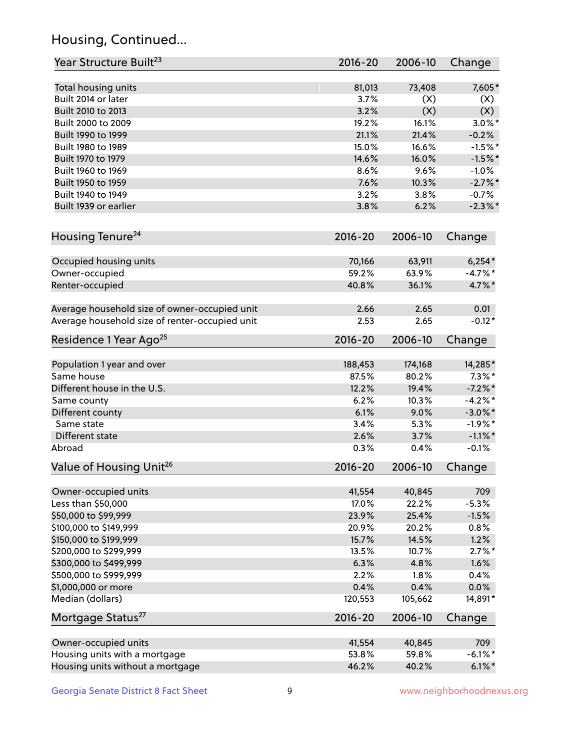## Housing, Continued...

| Year Structure Built[23] | 2016-20 | 2006-10 | Change |
|---|---|---|---|
| Total housing units | 81,013 | 73,408 | 7,605* |
| Built 2014 or later | 3.7% | (X) | (X) |
| Built 2010 to 2013 | 3.2% | (X) | (X) |
| Built 2000 to 2009 | 19.2% | 16.1% | 3.0%* |
| Built 1990 to 1999 | 21.1% | 21.4% | -0.2% |
| Built 1980 to 1989 | 15.0% | 16.6% | -1.5%* |
| Built 1970 to 1979 | 14.6% | 16.0% | -1.5%* |
| Built 1960 to 1969 | 8.6% | 9.6% | -1.0% |
| Built 1950 to 1959 | 7.6% | 10.3% | -2.7%* |
| Built 1940 to 1949 | 3.2% | 3.8% | -0.7% |
| Built 1939 or earlier | 3.8% | 6.2% | -2.3%* |

| Housing Tenure[24] | 2016-20 | 2006-10 | Change |
|---|---|---|---|
| Occupied housing units | 70,166 | 63,911 | 6,254* |
| Owner-occupied | 59.2% | 63.9% | -4.7%* |
| Renter-occupied | 40.8% | 36.1% | 4.7%* |
| Average household size of owner-occupied unit | 2.66 | 2.65 | 0.01 |
| Average household size of renter-occupied unit | 2.53 | 2.65 | -0.12* |

| Residence 1 Year Ago[25] | 2016-20 | 2006-10 | Change |
|---|---|---|---|
| Population 1 year and over | 188,453 | 174,168 | 14,285* |
| Same house | 87.5% | 80.2% | 7.3%* |
| Different house in the U.S. | 12.2% | 19.4% | -7.2%* |
| Same county | 6.2% | 10.3% | -4.2%* |
| Different county | 6.1% | 9.0% | -3.0%* |
| Same state | 3.4% | 5.3% | -1.9%* |
| Different state | 2.6% | 3.7% | -1.1%* |
| Abroad | 0.3% | 0.4% | -0.1% |

| Value of Housing Unit[26] | 2016-20 | 2006-10 | Change |
|---|---|---|---|
| Owner-occupied units | 41,554 | 40,845 | 709 |
| Less than $50,000 | 17.0% | 22.2% | -5.3% |
| $50,000 to $99,999 | 23.9% | 25.4% | -1.5% |
| $100,000 to $149,999 | 20.9% | 20.2% | 0.8% |
| $150,000 to $199,999 | 15.7% | 14.5% | 1.2% |
| $200,000 to $299,999 | 13.5% | 10.7% | 2.7%* |
| $300,000 to $499,999 | 6.3% | 4.8% | 1.6% |
| $500,000 to $999,999 | 2.2% | 1.8% | 0.4% |
| $1,000,000 or more | 0.4% | 0.4% | 0.0% |
| Median (dollars) | 120,553 | 105,662 | 14,891* |

| Mortgage Status[27] | 2016-20 | 2006-10 | Change |
|---|---|---|---|
| Owner-occupied units | 41,554 | 40,845 | 709 |
| Housing units with a mortgage | 53.8% | 59.8% | -6.1%* |
| Housing units without a mortgage | 46.2% | 40.2% | 6.1%* |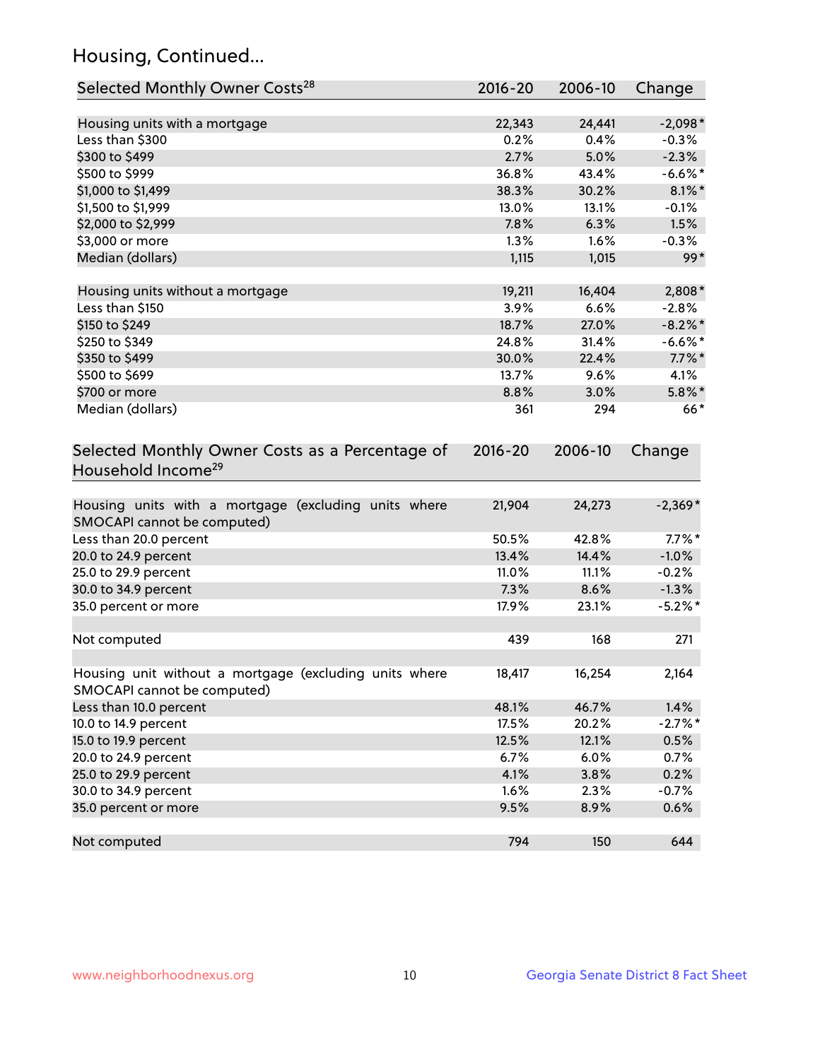## Housing, Continued...

| Selected Monthly Owner Costs[28] | 2016-20 | 2006-10 | Change |
|---|---|---|---|
| Housing units with a mortgage | 22,343 | 24,441 | -2,098* |
| Less than $300 | 0.2% | 0.4% | -0.3% |
| $300 to $499 | 2.7% | 5.0% | -2.3% |
| $500 to $999 | 36.8% | 43.4% | -6.6%* |
| $1,000 to $1,499 | 38.3% | 30.2% | 8.1%* |
| $1,500 to $1,999 | 13.0% | 13.1% | -0.1% |
| $2,000 to $2,999 | 7.8% | 6.3% | 1.5% |
| $3,000 or more | 1.3% | 1.6% | -0.3% |
| Median (dollars) | 1,115 | 1,015 | 99* |
| Housing units without a mortgage | 19,211 | 16,404 | 2,808* |
| Less than $150 | 3.9% | 6.6% | -2.8% |
| $150 to $249 | 18.7% | 27.0% | -8.2%* |
| $250 to $349 | 24.8% | 31.4% | -6.6%* |
| $350 to $499 | 30.0% | 22.4% | 7.7%* |
| $500 to $699 | 13.7% | 9.6% | 4.1% |
| $700 or more | 8.8% | 3.0% | 5.8%* |
| Median (dollars) | 361 | 294 | 66* |

| Selected Monthly Owner Costs as a Percentage of Household Income[29] | 2016-20 | 2006-10 | Change |
|---|---|---|---|
| Housing units with a mortgage (excluding units where SMOCAPI cannot be computed) | 21,904 | 24,273 | -2,369* |
| Less than 20.0 percent | 50.5% | 42.8% | 7.7%* |
| 20.0 to 24.9 percent | 13.4% | 14.4% | -1.0% |
| 25.0 to 29.9 percent | 11.0% | 11.1% | -0.2% |
| 30.0 to 34.9 percent | 7.3% | 8.6% | -1.3% |
| 35.0 percent or more | 17.9% | 23.1% | -5.2%* |
| Not computed | 439 | 168 | 271 |
| Housing unit without a mortgage (excluding units where SMOCAPI cannot be computed) | 18,417 | 16,254 | 2,164 |
| Less than 10.0 percent | 48.1% | 46.7% | 1.4% |
| 10.0 to 14.9 percent | 17.5% | 20.2% | -2.7%* |
| 15.0 to 19.9 percent | 12.5% | 12.1% | 0.5% |
| 20.0 to 24.9 percent | 6.7% | 6.0% | 0.7% |
| 25.0 to 29.9 percent | 4.1% | 3.8% | 0.2% |
| 30.0 to 34.9 percent | 1.6% | 2.3% | -0.7% |
| 35.0 percent or more | 9.5% | 8.9% | 0.6% |
| Not computed | 794 | 150 | 644 |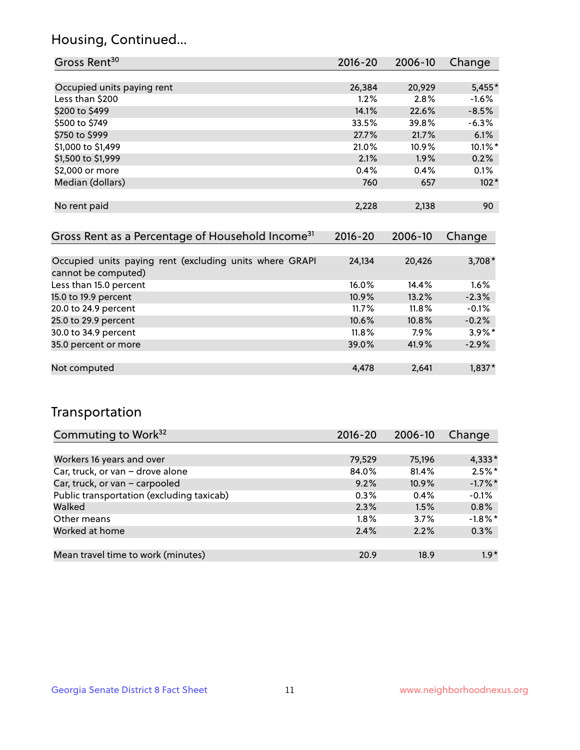## Housing, Continued...

| Gross Rent[30] | 2016-20 | 2006-10 | Change |
|---|---|---|---|
| Occupied units paying rent | 26,384 | 20,929 | 5,455* |
| Less than $200 | 1.2% | 2.8% | -1.6% |
| $200 to $499 | 14.1% | 22.6% | -8.5% |
| $500 to $749 | 33.5% | 39.8% | -6.3% |
| $750 to $999 | 27.7% | 21.7% | 6.1% |
| $1,000 to $1,499 | 21.0% | 10.9% | 10.1%* |
| $1,500 to $1,999 | 2.1% | 1.9% | 0.2% |
| $2,000 or more | 0.4% | 0.4% | 0.1% |
| Median (dollars) | 760 | 657 | 102* |
| No rent paid | 2,228 | 2,138 | 90 |

| Gross Rent as a Percentage of Household Income[31] | 2016-20 | 2006-10 | Change |
|---|---|---|---|
| Occupied units paying rent (excluding units where GRAPI cannot be computed) | 24,134 | 20,426 | 3,708* |
| Less than 15.0 percent | 16.0% | 14.4% | 1.6% |
| 15.0 to 19.9 percent | 10.9% | 13.2% | -2.3% |
| 20.0 to 24.9 percent | 11.7% | 11.8% | -0.1% |
| 25.0 to 29.9 percent | 10.6% | 10.8% | -0.2% |
| 30.0 to 34.9 percent | 11.8% | 7.9% | 3.9%* |
| 35.0 percent or more | 39.0% | 41.9% | -2.9% |
| Not computed | 4,478 | 2,641 | 1,837* |

## Transportation

| Commuting to Work[32] | 2016-20 | 2006-10 | Change |
|---|---|---|---|
| Workers 16 years and over | 79,529 | 75,196 | 4,333* |
| Car, truck, or van – drove alone | 84.0% | 81.4% | 2.5%* |
| Car, truck, or van – carpooled | 9.2% | 10.9% | -1.7%* |
| Public transportation (excluding taxicab) | 0.3% | 0.4% | -0.1% |
| Walked | 2.3% | 1.5% | 0.8% |
| Other means | 1.8% | 3.7% | -1.8%* |
| Worked at home | 2.4% | 2.2% | 0.3% |
| Mean travel time to work (minutes) | 20.9 | 18.9 | 1.9* |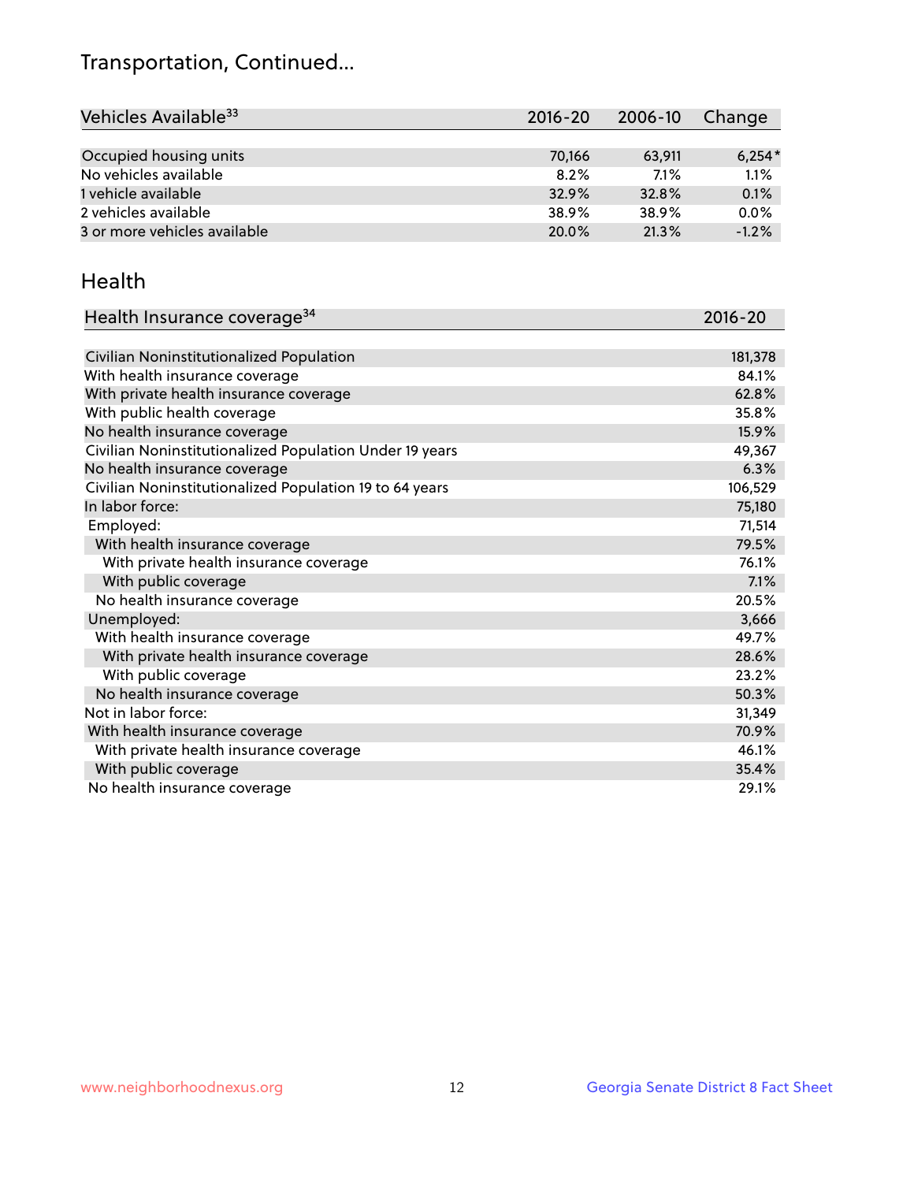# Transportation, Continued...

| Vehicles Available[33] | 2016-20 | 2006-10 | Change |
|---|---|---|---|
| Occupied housing units | 70,166 | 63,911 | 6,254* |
| No vehicles available | 8.2% | 7.1% | 1.1% |
| 1 vehicle available | 32.9% | 32.8% | 0.1% |
| 2 vehicles available | 38.9% | 38.9% | 0.0% |
| 3 or more vehicles available | 20.0% | 21.3% | -1.2% |

## Health

| Health Insurance coverage[34] | 2016-20 |
|---|---|
| Civilian Noninstitutionalized Population | 181,378 |
| With health insurance coverage | 84.1% |
| With private health insurance coverage | 62.8% |
| With public health coverage | 35.8% |
| No health insurance coverage | 15.9% |
| Civilian Noninstitutionalized Population Under 19 years | 49,367 |
| No health insurance coverage | 6.3% |
| Civilian Noninstitutionalized Population 19 to 64 years | 106,529 |
| In labor force: | 75,180 |
| Employed: | 71,514 |
| With health insurance coverage | 79.5% |
| With private health insurance coverage | 76.1% |
| With public coverage | 7.1% |
| No health insurance coverage | 20.5% |
| Unemployed: | 3,666 |
| With health insurance coverage | 49.7% |
| With private health insurance coverage | 28.6% |
| With public coverage | 23.2% |
| No health insurance coverage | 50.3% |
| Not in labor force: | 31,349 |
| With health insurance coverage | 70.9% |
| With private health insurance coverage | 46.1% |
| With public coverage | 35.4% |
| No health insurance coverage | 29.1% |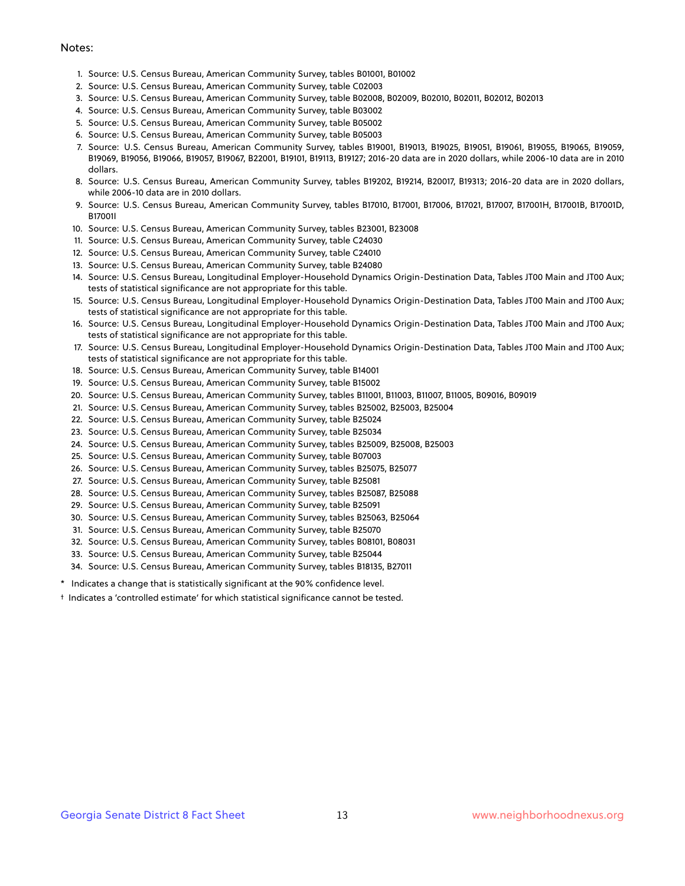Notes:

1. Source: U.S. Census Bureau, American Community Survey, tables B01001, B01002
2. Source: U.S. Census Bureau, American Community Survey, table C02003
3. Source: U.S. Census Bureau, American Community Survey, table B02008, B02009, B02010, B02011, B02012, B02013
4. Source: U.S. Census Bureau, American Community Survey, table B03002
5. Source: U.S. Census Bureau, American Community Survey, table B05002
6. Source: U.S. Census Bureau, American Community Survey, table B05003
7. Source: U.S. Census Bureau, American Community Survey, tables B19001, B19013, B19025, B19051, B19061, B19055, B19065, B19059, B19069, B19056, B19066, B19057, B19067, B22001, B19101, B19113, B19127; 2016-20 data are in 2020 dollars, while 2006-10 data are in 2010 dollars.
8. Source: U.S. Census Bureau, American Community Survey, tables B19202, B19214, B20017, B19313; 2016-20 data are in 2020 dollars, while 2006-10 data are in 2010 dollars.
9. Source: U.S. Census Bureau, American Community Survey, tables B17010, B17001, B17006, B17021, B17007, B17001H, B17001B, B17001D, B17001I
10. Source: U.S. Census Bureau, American Community Survey, tables B23001, B23008
11. Source: U.S. Census Bureau, American Community Survey, table C24030
12. Source: U.S. Census Bureau, American Community Survey, table C24010
13. Source: U.S. Census Bureau, American Community Survey, table B24080
14. Source: U.S. Census Bureau, Longitudinal Employer-Household Dynamics Origin-Destination Data, Tables JT00 Main and JT00 Aux; tests of statistical significance are not appropriate for this table.
15. Source: U.S. Census Bureau, Longitudinal Employer-Household Dynamics Origin-Destination Data, Tables JT00 Main and JT00 Aux; tests of statistical significance are not appropriate for this table.
16. Source: U.S. Census Bureau, Longitudinal Employer-Household Dynamics Origin-Destination Data, Tables JT00 Main and JT00 Aux; tests of statistical significance are not appropriate for this table.
17. Source: U.S. Census Bureau, Longitudinal Employer-Household Dynamics Origin-Destination Data, Tables JT00 Main and JT00 Aux; tests of statistical significance are not appropriate for this table.
18. Source: U.S. Census Bureau, American Community Survey, table B14001
19. Source: U.S. Census Bureau, American Community Survey, table B15002
20. Source: U.S. Census Bureau, American Community Survey, tables B11001, B11003, B11007, B11005, B09016, B09019
21. Source: U.S. Census Bureau, American Community Survey, tables B25002, B25003, B25004
22. Source: U.S. Census Bureau, American Community Survey, table B25024
23. Source: U.S. Census Bureau, American Community Survey, table B25034
24. Source: U.S. Census Bureau, American Community Survey, tables B25009, B25008, B25003
25. Source: U.S. Census Bureau, American Community Survey, table B07003
26. Source: U.S. Census Bureau, American Community Survey, tables B25075, B25077
27. Source: U.S. Census Bureau, American Community Survey, table B25081
28. Source: U.S. Census Bureau, American Community Survey, tables B25087, B25088
29. Source: U.S. Census Bureau, American Community Survey, table B25091
30. Source: U.S. Census Bureau, American Community Survey, tables B25063, B25064
31. Source: U.S. Census Bureau, American Community Survey, table B25070
32. Source: U.S. Census Bureau, American Community Survey, tables B08101, B08031
33. Source: U.S. Census Bureau, American Community Survey, table B25044
34. Source: U.S. Census Bureau, American Community Survey, tables B18135, B27011

\* Indicates a change that is statistically significant at the 90% confidence level.

† Indicates a 'controlled estimate' for which statistical significance cannot be tested.